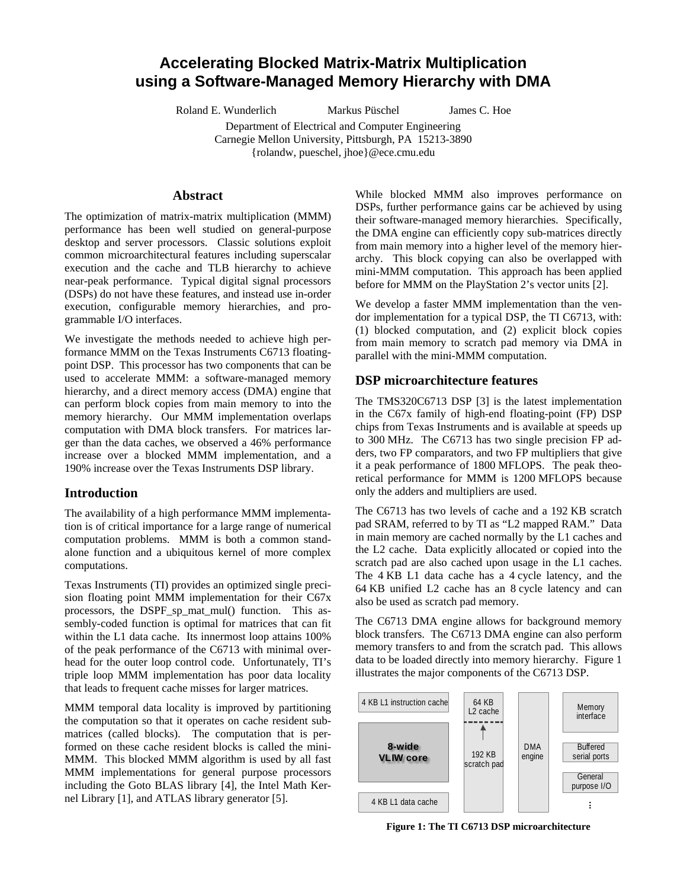# Accelerating Blocked Matrix-Matrix Multiplication using a Software-Managed Memory Hierarchy with DMA

Roland E. Wunderlich    Markus Püschel    James C. Hoe

Department of Electrical and Computer Engineering
Carnegie Mellon University, Pittsburgh, PA 15213-3890
{rolandw, pueschel, jhoe}@ece.cmu.edu

## Abstract

The optimization of matrix-matrix multiplication (MMM) performance has been well studied on general-purpose desktop and server processors. Classic solutions exploit common microarchitectural features including superscalar execution and the cache and TLB hierarchy to achieve near-peak performance. Typical digital signal processors (DSPs) do not have these features, and instead use in-order execution, configurable memory hierarchies, and programmable I/O interfaces.

We investigate the methods needed to achieve high performance MMM on the Texas Instruments C6713 floating-point DSP. This processor has two components that can be used to accelerate MMM: a software-managed memory hierarchy, and a direct memory access (DMA) engine that can perform block copies from main memory to into the memory hierarchy. Our MMM implementation overlaps computation with DMA block transfers. For matrices larger than the data caches, we observed a 46% performance increase over a blocked MMM implementation, and a 190% increase over the Texas Instruments DSP library.

## Introduction

The availability of a high performance MMM implementation is of critical importance for a large range of numerical computation problems. MMM is both a common standalone function and a ubiquitous kernel of more complex computations.

Texas Instruments (TI) provides an optimized single precision floating point MMM implementation for their C67x processors, the DSPF_sp_mat_mul() function. This assembly-coded function is optimal for matrices that can fit within the L1 data cache. Its innermost loop attains 100% of the peak performance of the C6713 with minimal overhead for the outer loop control code. Unfortunately, TI's triple loop MMM implementation has poor data locality that leads to frequent cache misses for larger matrices.

MMM temporal data locality is improved by partitioning the computation so that it operates on cache resident submatrices (called blocks). The computation that is performed on these cache resident blocks is called the mini-MMM. This blocked MMM algorithm is used by all fast MMM implementations for general purpose processors including the Goto BLAS library [4], the Intel Math Kernel Library [1], and ATLAS library generator [5].

While blocked MMM also improves performance on DSPs, further performance gains car be achieved by using their software-managed memory hierarchies. Specifically, the DMA engine can efficiently copy sub-matrices directly from main memory into a higher level of the memory hierarchy. This block copying can also be overlapped with mini-MMM computation. This approach has been applied before for MMM on the PlayStation 2's vector units [2].

We develop a faster MMM implementation than the vendor implementation for a typical DSP, the TI C6713, with: (1) blocked computation, and (2) explicit block copies from main memory to scratch pad memory via DMA in parallel with the mini-MMM computation.

## DSP microarchitecture features

The TMS320C6713 DSP [3] is the latest implementation in the C67x family of high-end floating-point (FP) DSP chips from Texas Instruments and is available at speeds up to 300 MHz. The C6713 has two single precision FP adders, two FP comparators, and two FP multipliers that give it a peak performance of 1800 MFLOPS. The peak theoretical performance for MMM is 1200 MFLOPS because only the adders and multipliers are used.

The C6713 has two levels of cache and a 192 KB scratch pad SRAM, referred to by TI as "L2 mapped RAM." Data in main memory are cached normally by the L1 caches and the L2 cache. Data explicitly allocated or copied into the scratch pad are also cached upon usage in the L1 caches. The 4 KB L1 data cache has a 4 cycle latency, and the 64 KB unified L2 cache has an 8 cycle latency and can also be used as scratch pad memory.

The C6713 DMA engine allows for background memory block transfers. The C6713 DMA engine can also perform memory transfers to and from the scratch pad. This allows data to be loaded directly into memory hierarchy. Figure 1 illustrates the major components of the C6713 DSP.

4 KB L1 instruction cache | 8-wide VLIW core | 4 KB L1 data cache | 64 KB L2 cache | 192 KB scratch pad | DMA engine | Memory interface | Buffered serial ports | General purpose I/O | ...

**Figure 1: The TI C6713 DSP microarchitecture**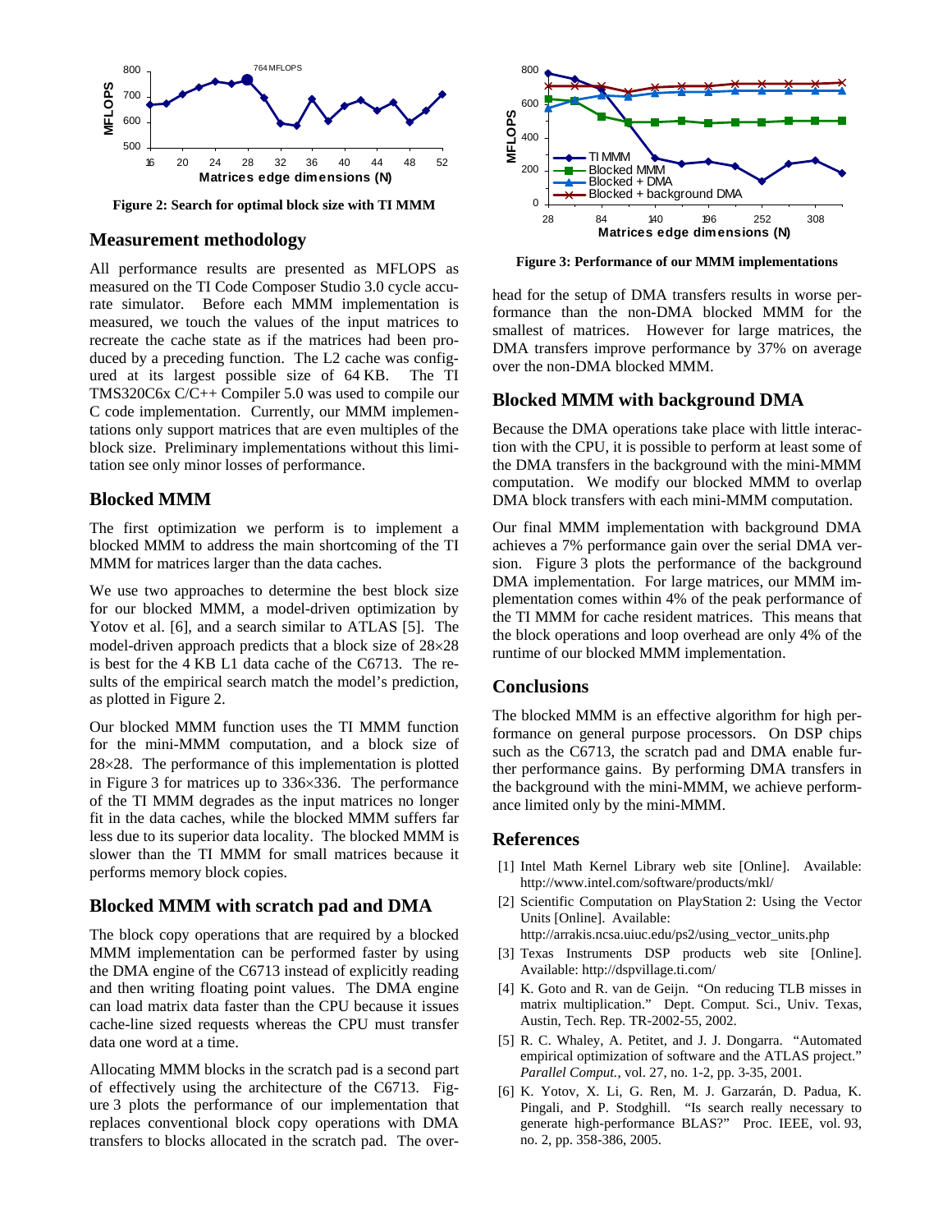800
700
600
500
MFLOPS
764 MFLOPS
16 20 24 28 32 36 40 44 48 52
Matrices edge dimensions (N)

**Figure 2: Search for optimal block size with TI MMM**

## Measurement methodology

All performance results are presented as MFLOPS as measured on the TI Code Composer Studio 3.0 cycle accurate simulator. Before each MMM implementation is measured, we touch the values of the input matrices to recreate the cache state as if the matrices had been produced by a preceding function. The L2 cache was configured at its largest possible size of 64 KB. The TI TMS320C6x C/C++ Compiler 5.0 was used to compile our C code implementation. Currently, our MMM implementations only support matrices that are even multiples of the block size. Preliminary implementations without this limitation see only minor losses of performance.

## Blocked MMM

The first optimization we perform is to implement a blocked MMM to address the main shortcoming of the TI MMM for matrices larger than the data caches.

We use two approaches to determine the best block size for our blocked MMM, a model-driven optimization by Yotov et al. [6], and a search similar to ATLAS [5]. The model-driven approach predicts that a block size of 28×28 is best for the 4 KB L1 data cache of the C6713. The results of the empirical search match the model's prediction, as plotted in Figure 2.

Our blocked MMM function uses the TI MMM function for the mini-MMM computation, and a block size of 28×28. The performance of this implementation is plotted in Figure 3 for matrices up to 336×336. The performance of the TI MMM degrades as the input matrices no longer fit in the data caches, while the blocked MMM suffers far less due to its superior data locality. The blocked MMM is slower than the TI MMM for small matrices because it performs memory block copies.

## Blocked MMM with scratch pad and DMA

The block copy operations that are required by a blocked MMM implementation can be performed faster by using the DMA engine of the C6713 instead of explicitly reading and then writing floating point values. The DMA engine can load matrix data faster than the CPU because it issues cache-line sized requests whereas the CPU must transfer data one word at a time.

Allocating MMM blocks in the scratch pad is a second part of effectively using the architecture of the C6713. Figure 3 plots the performance of our implementation that replaces conventional block copy operations with DMA transfers to blocks allocated in the scratch pad. The overhead for the setup of DMA transfers results in worse performance than the non-DMA blocked MMM for the smallest of matrices. However for large matrices, the DMA transfers improve performance by 37% on average over the non-DMA blocked MMM.

800
600
400
200
0
MFLOPS
TI MMM
Blocked MMM
Blocked + DMA
Blocked + background DMA
28 84 140 196 252 308
Matrices edge dimensions (N)

**Figure 3: Performance of our MMM implementations**

## Blocked MMM with background DMA

Because the DMA operations take place with little interaction with the CPU, it is possible to perform at least some of the DMA transfers in the background with the mini-MMM computation. We modify our blocked MMM to overlap DMA block transfers with each mini-MMM computation.

Our final MMM implementation with background DMA achieves a 7% performance gain over the serial DMA version. Figure 3 plots the performance of the background DMA implementation. For large matrices, our MMM implementation comes within 4% of the peak performance of the TI MMM for cache resident matrices. This means that the block operations and loop overhead are only 4% of the runtime of our blocked MMM implementation.

## Conclusions

The blocked MMM is an effective algorithm for high performance on general purpose processors. On DSP chips such as the C6713, the scratch pad and DMA enable further performance gains. By performing DMA transfers in the background with the mini-MMM, we achieve performance limited only by the mini-MMM.

## References

[1] Intel Math Kernel Library web site [Online]. Available: http://www.intel.com/software/products/mkl/

[2] Scientific Computation on PlayStation 2: Using the Vector Units [Online]. Available: http://arrakis.ncsa.uiuc.edu/ps2/using_vector_units.php

[3] Texas Instruments DSP products web site [Online]. Available: http://dspvillage.ti.com/

[4] K. Goto and R. van de Geijn. "On reducing TLB misses in matrix multiplication." Dept. Comput. Sci., Univ. Texas, Austin, Tech. Rep. TR-2002-55, 2002.

[5] R. C. Whaley, A. Petitet, and J. J. Dongarra. "Automated empirical optimization of software and the ATLAS project." *Parallel Comput.*, vol. 27, no. 1-2, pp. 3-35, 2001.

[6] K. Yotov, X. Li, G. Ren, M. J. Garzarán, D. Padua, K. Pingali, and P. Stodghill. "Is search really necessary to generate high-performance BLAS?" Proc. IEEE, vol. 93, no. 2, pp. 358-386, 2005.